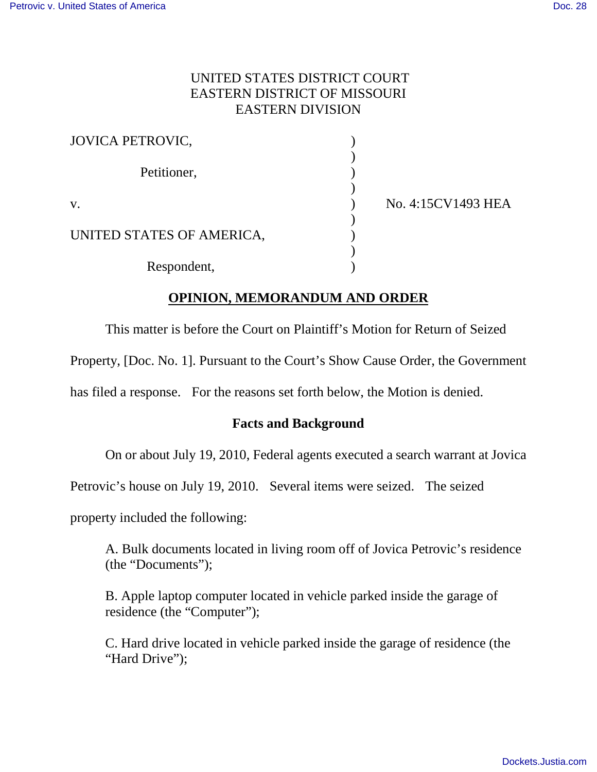UNITED STATES DISTRICT COURT
EASTERN DISTRICT OF MISSOURI
EASTERN DIVISION

| | | |
|---|---|---|
| JOVICA PETROVIC,<br><br>Petitioner,<br><br>v.<br><br>UNITED STATES OF AMERICA,<br><br>Respondent, | ) | No. 4:15CV1493 HEA |

## OPINION, MEMORANDUM AND ORDER

This matter is before the Court on Plaintiff's Motion for Return of Seized Property, [Doc. No. 1]. Pursuant to the Court's Show Cause Order, the Government has filed a response. For the reasons set forth below, the Motion is denied.

### Facts and Background

On or about July 19, 2010, Federal agents executed a search warrant at Jovica Petrovic's house on July 19, 2010. Several items were seized. The seized property included the following:

A. Bulk documents located in living room off of Jovica Petrovic's residence (the "Documents");

B. Apple laptop computer located in vehicle parked inside the garage of residence (the "Computer");

C. Hard drive located in vehicle parked inside the garage of residence (the "Hard Drive");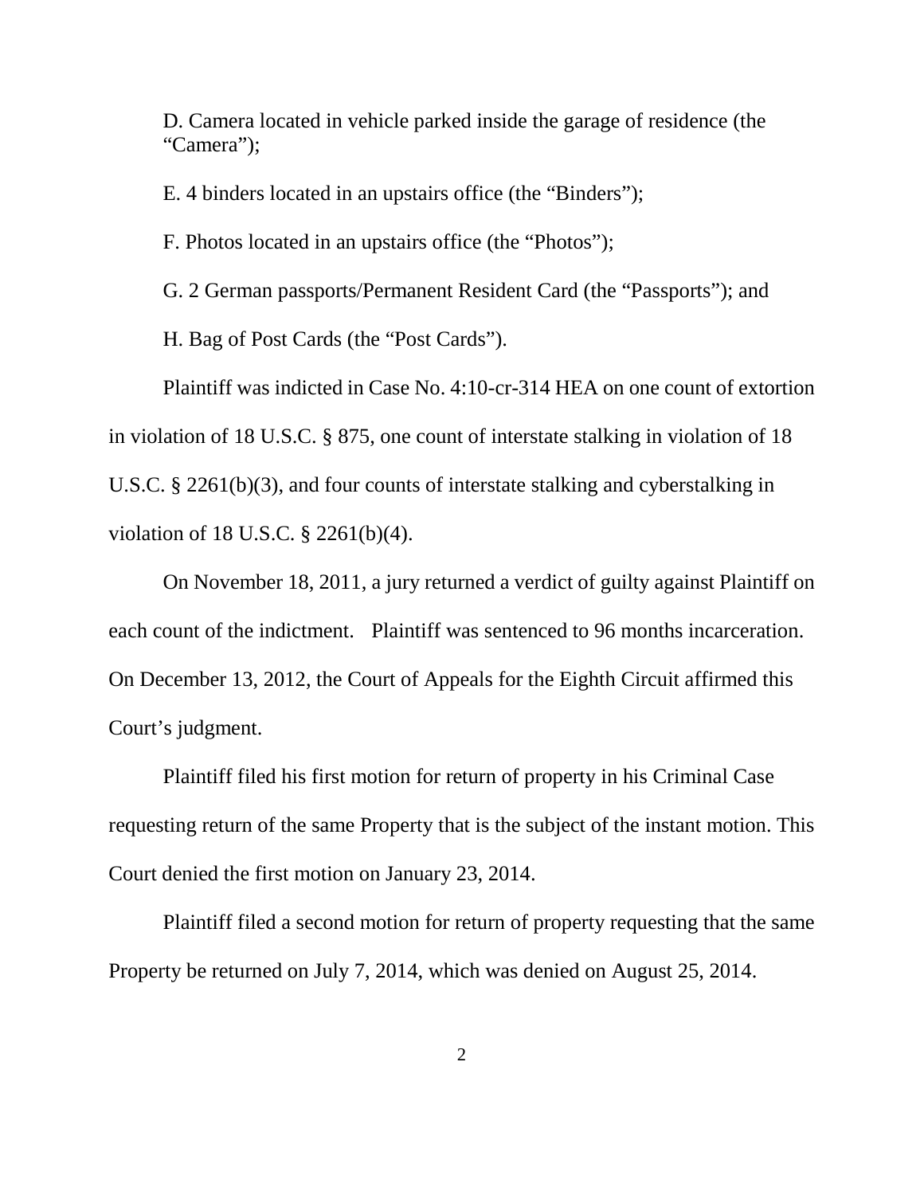D. Camera located in vehicle parked inside the garage of residence (the "Camera");

E. 4 binders located in an upstairs office (the "Binders");

F. Photos located in an upstairs office (the "Photos");

G. 2 German passports/Permanent Resident Card (the "Passports"); and

H. Bag of Post Cards (the "Post Cards").

Plaintiff was indicted in Case No. 4:10-cr-314 HEA on one count of extortion in violation of 18 U.S.C. § 875, one count of interstate stalking in violation of 18 U.S.C. § 2261(b)(3), and four counts of interstate stalking and cyberstalking in violation of 18 U.S.C. § 2261(b)(4).

On November 18, 2011, a jury returned a verdict of guilty against Plaintiff on each count of the indictment. Plaintiff was sentenced to 96 months incarceration. On December 13, 2012, the Court of Appeals for the Eighth Circuit affirmed this Court's judgment.

Plaintiff filed his first motion for return of property in his Criminal Case requesting return of the same Property that is the subject of the instant motion. This Court denied the first motion on January 23, 2014.

Plaintiff filed a second motion for return of property requesting that the same Property be returned on July 7, 2014, which was denied on August 25, 2014.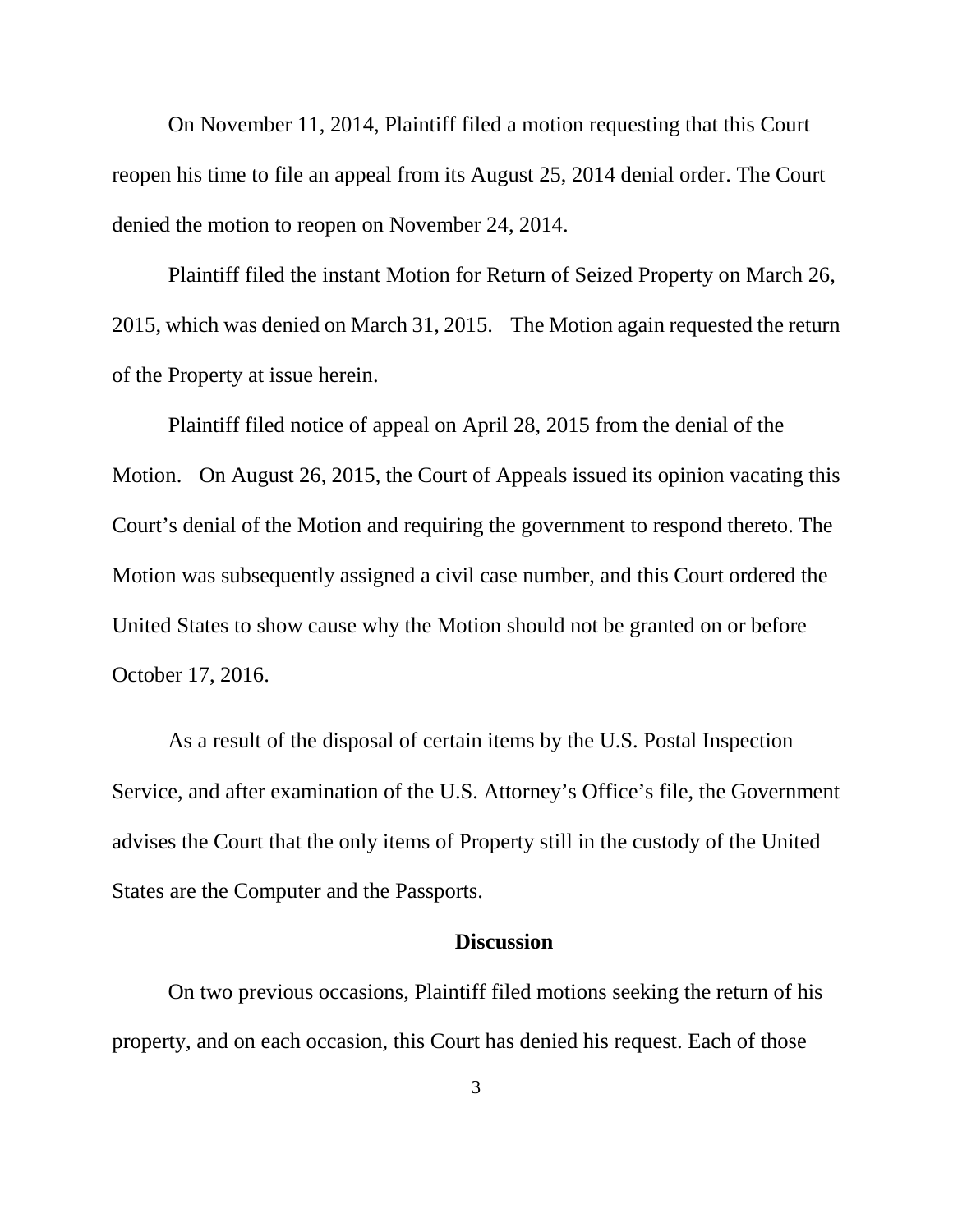On November 11, 2014, Plaintiff filed a motion requesting that this Court reopen his time to file an appeal from its August 25, 2014 denial order. The Court denied the motion to reopen on November 24, 2014.

Plaintiff filed the instant Motion for Return of Seized Property on March 26, 2015, which was denied on March 31, 2015. The Motion again requested the return of the Property at issue herein.

Plaintiff filed notice of appeal on April 28, 2015 from the denial of the Motion. On August 26, 2015, the Court of Appeals issued its opinion vacating this Court's denial of the Motion and requiring the government to respond thereto. The Motion was subsequently assigned a civil case number, and this Court ordered the United States to show cause why the Motion should not be granted on or before October 17, 2016.

As a result of the disposal of certain items by the U.S. Postal Inspection Service, and after examination of the U.S. Attorney's Office's file, the Government advises the Court that the only items of Property still in the custody of the United States are the Computer and the Passports.

## Discussion

On two previous occasions, Plaintiff filed motions seeking the return of his property, and on each occasion, this Court has denied his request. Each of those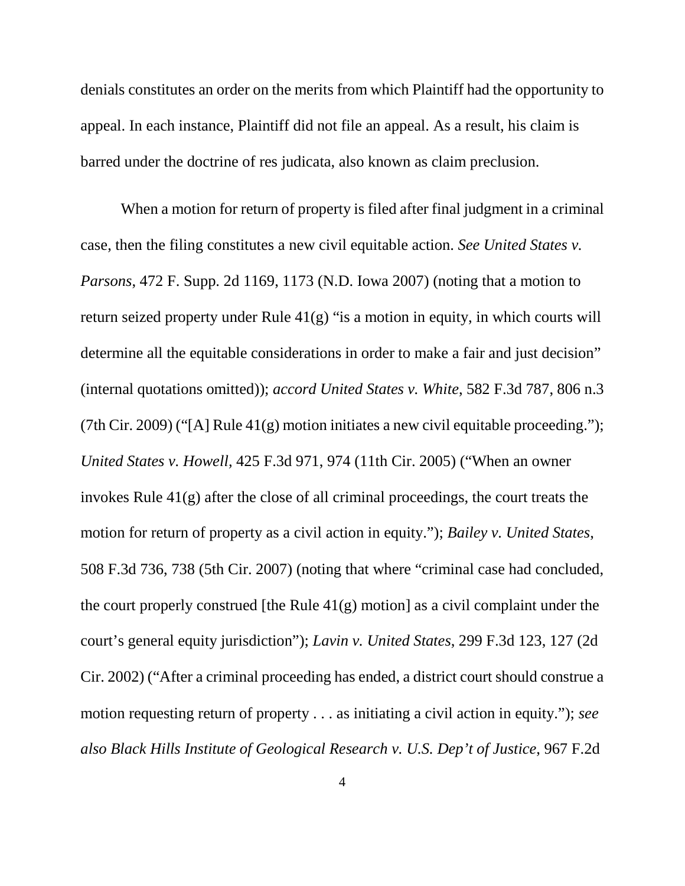denials constitutes an order on the merits from which Plaintiff had the opportunity to appeal. In each instance, Plaintiff did not file an appeal. As a result, his claim is barred under the doctrine of res judicata, also known as claim preclusion.

When a motion for return of property is filed after final judgment in a criminal case, then the filing constitutes a new civil equitable action. *See United States v. Parsons*, 472 F. Supp. 2d 1169, 1173 (N.D. Iowa 2007) (noting that a motion to return seized property under Rule 41(g) "is a motion in equity, in which courts will determine all the equitable considerations in order to make a fair and just decision" (internal quotations omitted)); *accord United States v. White*, 582 F.3d 787, 806 n.3 (7th Cir. 2009) ("[A] Rule 41(g) motion initiates a new civil equitable proceeding."); *United States v. Howell*, 425 F.3d 971, 974 (11th Cir. 2005) ("When an owner invokes Rule 41(g) after the close of all criminal proceedings, the court treats the motion for return of property as a civil action in equity."); *Bailey v. United States*, 508 F.3d 736, 738 (5th Cir. 2007) (noting that where "criminal case had concluded, the court properly construed [the Rule 41(g) motion] as a civil complaint under the court's general equity jurisdiction"); *Lavin v. United States*, 299 F.3d 123, 127 (2d Cir. 2002) ("After a criminal proceeding has ended, a district court should construe a motion requesting return of property . . . as initiating a civil action in equity."); *see also Black Hills Institute of Geological Research v. U.S. Dep't of Justice*, 967 F.2d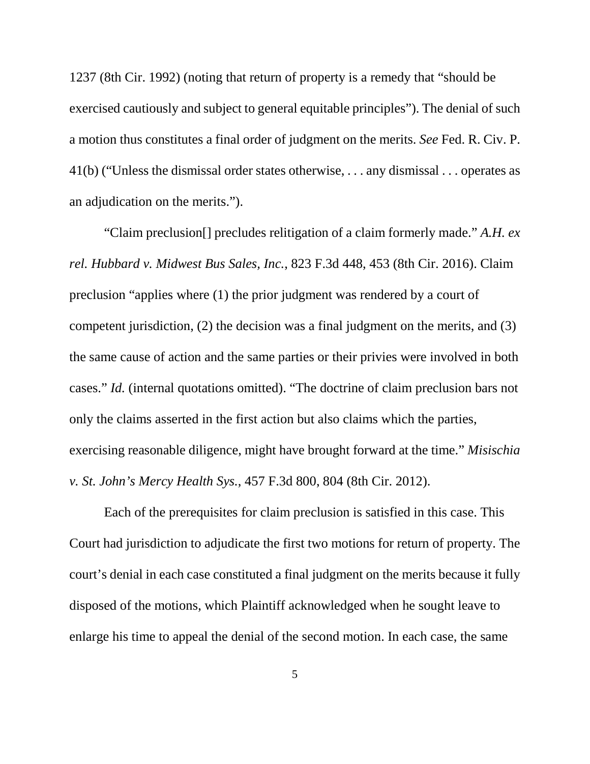1237 (8th Cir. 1992) (noting that return of property is a remedy that "should be exercised cautiously and subject to general equitable principles"). The denial of such a motion thus constitutes a final order of judgment on the merits. *See* Fed. R. Civ. P. 41(b) ("Unless the dismissal order states otherwise, . . . any dismissal . . . operates as an adjudication on the merits.").

"Claim preclusion[] precludes relitigation of a claim formerly made." *A.H. ex rel. Hubbard v. Midwest Bus Sales, Inc.*, 823 F.3d 448, 453 (8th Cir. 2016). Claim preclusion "applies where (1) the prior judgment was rendered by a court of competent jurisdiction, (2) the decision was a final judgment on the merits, and (3) the same cause of action and the same parties or their privies were involved in both cases." *Id.* (internal quotations omitted). "The doctrine of claim preclusion bars not only the claims asserted in the first action but also claims which the parties, exercising reasonable diligence, might have brought forward at the time." *Misischia v. St. John's Mercy Health Sys.*, 457 F.3d 800, 804 (8th Cir. 2012).

Each of the prerequisites for claim preclusion is satisfied in this case. This Court had jurisdiction to adjudicate the first two motions for return of property. The court's denial in each case constituted a final judgment on the merits because it fully disposed of the motions, which Plaintiff acknowledged when he sought leave to enlarge his time to appeal the denial of the second motion. In each case, the same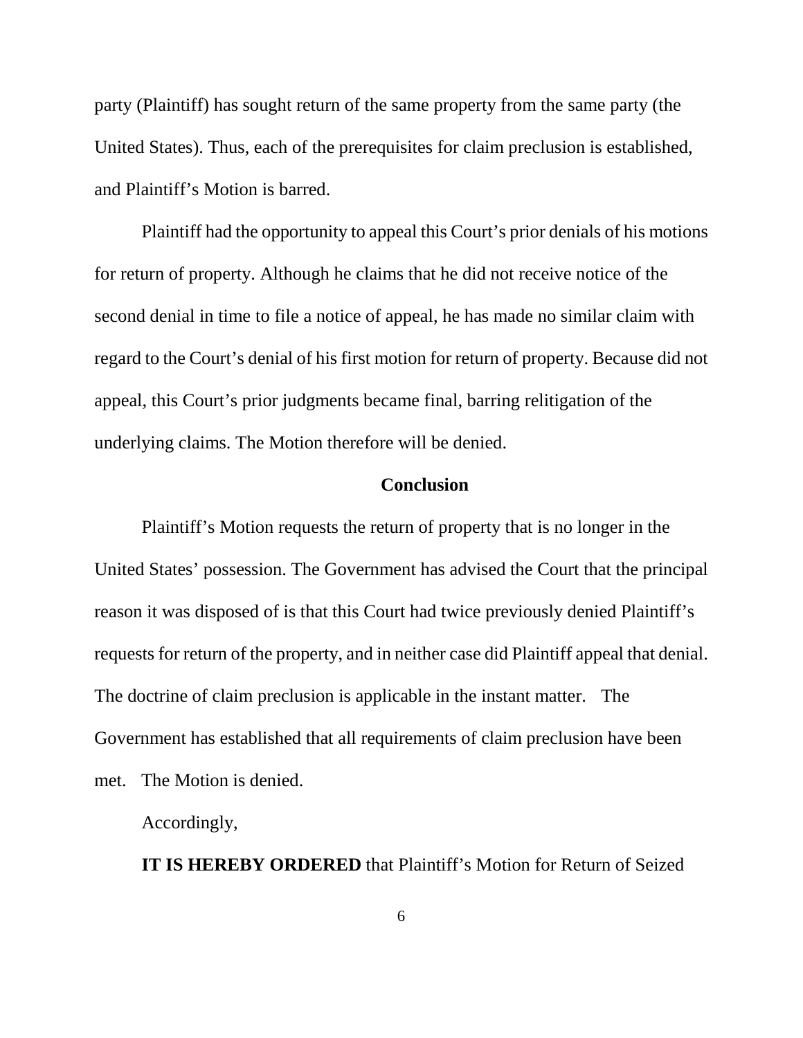party (Plaintiff) has sought return of the same property from the same party (the United States). Thus, each of the prerequisites for claim preclusion is established, and Plaintiff's Motion is barred.

Plaintiff had the opportunity to appeal this Court's prior denials of his motions for return of property. Although he claims that he did not receive notice of the second denial in time to file a notice of appeal, he has made no similar claim with regard to the Court's denial of his first motion for return of property. Because did not appeal, this Court's prior judgments became final, barring relitigation of the underlying claims. The Motion therefore will be denied.

## Conclusion

Plaintiff's Motion requests the return of property that is no longer in the United States' possession. The Government has advised the Court that the principal reason it was disposed of is that this Court had twice previously denied Plaintiff's requests for return of the property, and in neither case did Plaintiff appeal that denial. The doctrine of claim preclusion is applicable in the instant matter. The Government has established that all requirements of claim preclusion have been met. The Motion is denied.

Accordingly,

**IT IS HEREBY ORDERED** that Plaintiff's Motion for Return of Seized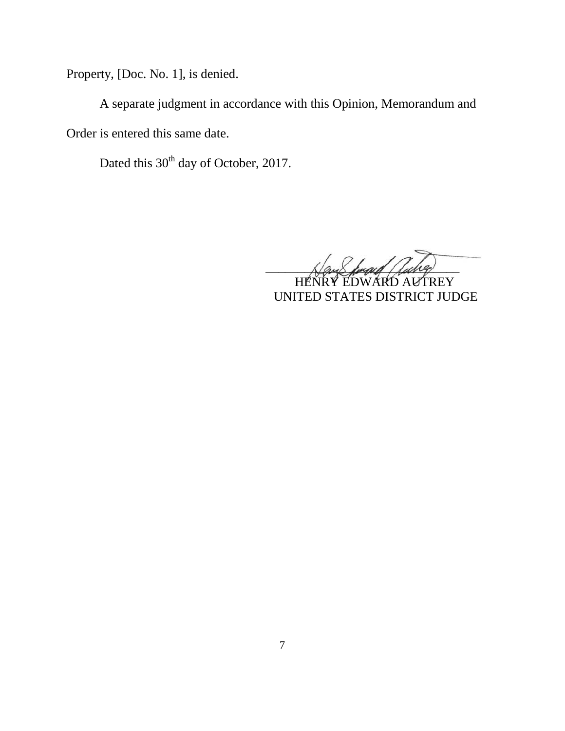Property, [Doc. No. 1], is denied.

A separate judgment in accordance with this Opinion, Memorandum and Order is entered this same date.

Dated this 30th day of October, 2017.

HENRY EDWARD AUTREY
UNITED STATES DISTRICT JUDGE